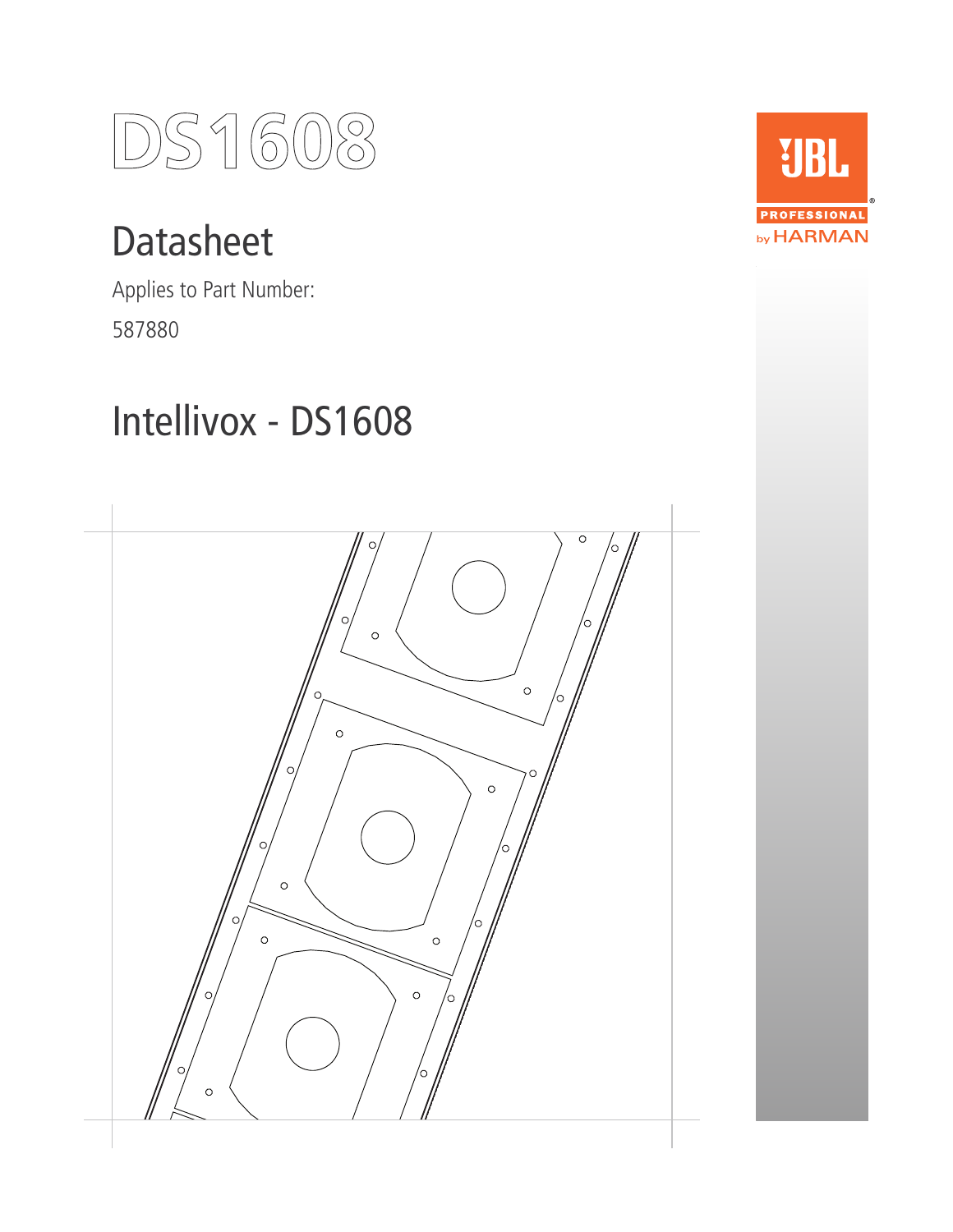# DS1608

## Datasheet

Applies to Part Number:

587880

## Intellivox - DS1608

JBL PROFESSIONAL by HARMAN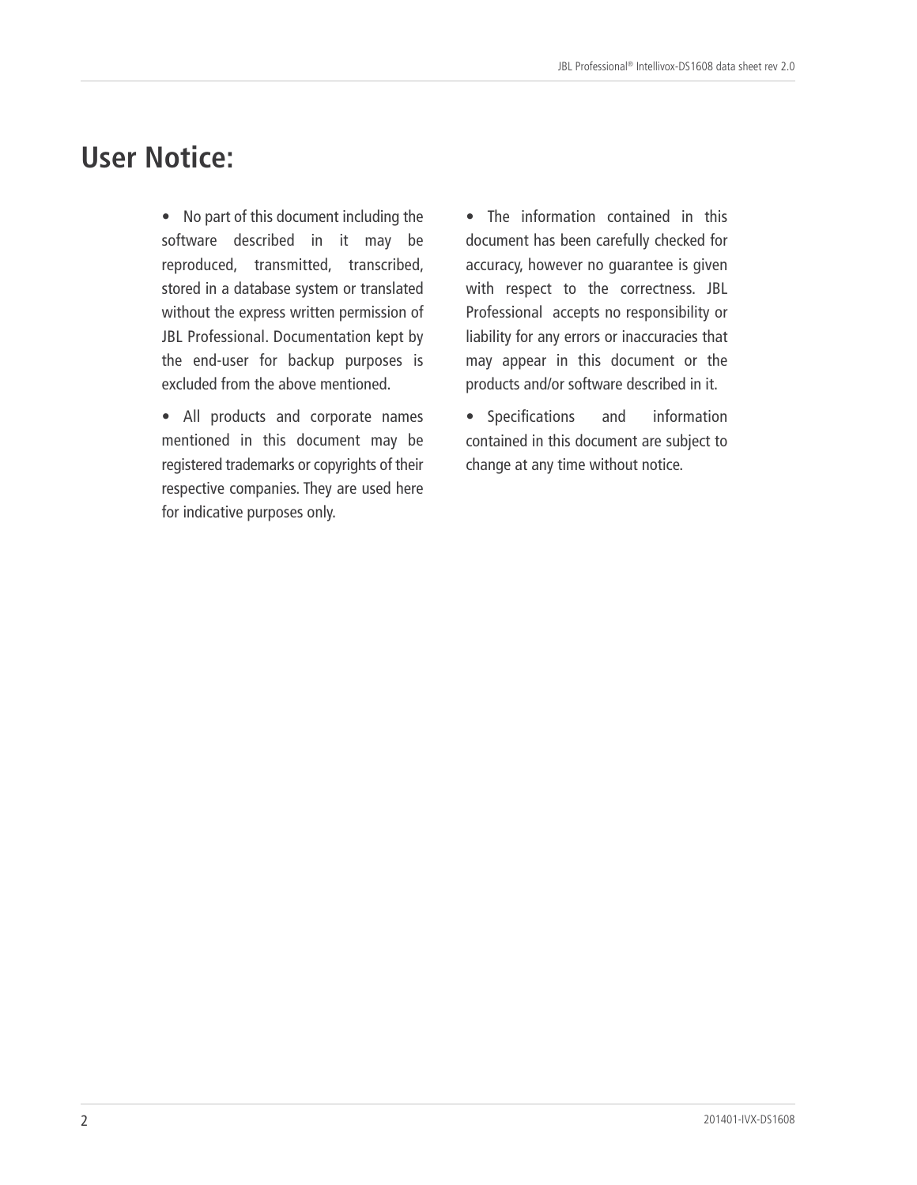# User Notice:

- No part of this document including the software described in it may be reproduced, transmitted, transcribed, stored in a database system or translated without the express written permission of JBL Professional. Documentation kept by the end-user for backup purposes is excluded from the above mentioned.

- All products and corporate names mentioned in this document may be registered trademarks or copyrights of their respective companies. They are used here for indicative purposes only.

- The information contained in this document has been carefully checked for accuracy, however no guarantee is given with respect to the correctness. JBL Professional accepts no responsibility or liability for any errors or inaccuracies that may appear in this document or the products and/or software described in it.

- Specifications and information contained in this document are subject to change at any time without notice.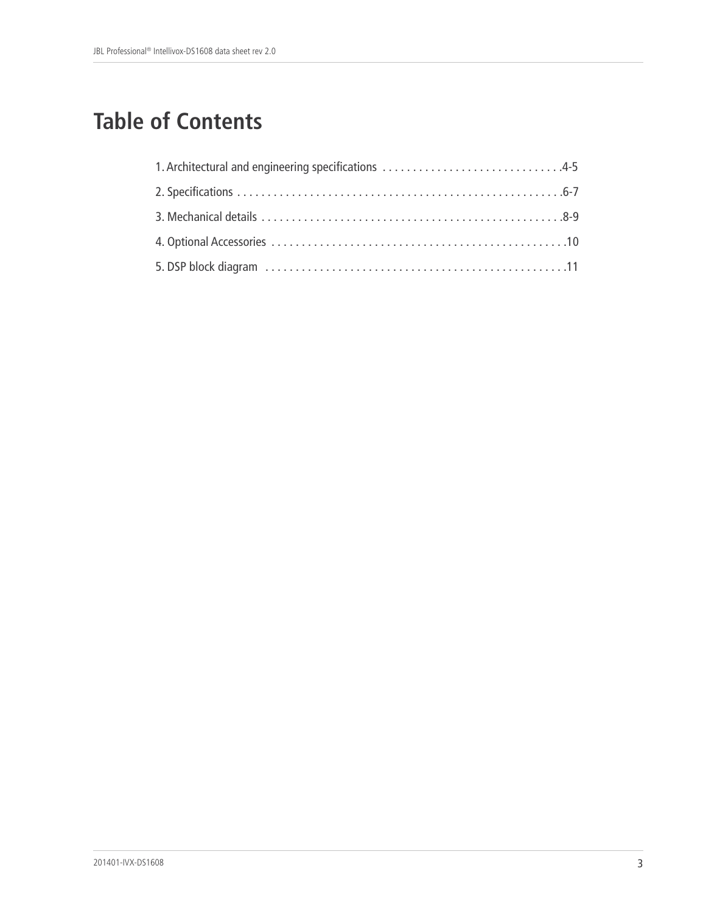# Table of Contents

1. Architectural and engineering specifications . . . . . . . . . . . . . . . . . . . . . . . . . . . . . .4-5
2. Specifications . . . . . . . . . . . . . . . . . . . . . . . . . . . . . . . . . . . . . . . . . . . . . . . . . . . . . .6-7
3. Mechanical details . . . . . . . . . . . . . . . . . . . . . . . . . . . . . . . . . . . . . . . . . . . . . . . . . .8-9
4. Optional Accessories . . . . . . . . . . . . . . . . . . . . . . . . . . . . . . . . . . . . . . . . . . . . . . . . .10
5. DSP block diagram . . . . . . . . . . . . . . . . . . . . . . . . . . . . . . . . . . . . . . . . . . . . . . . . . .11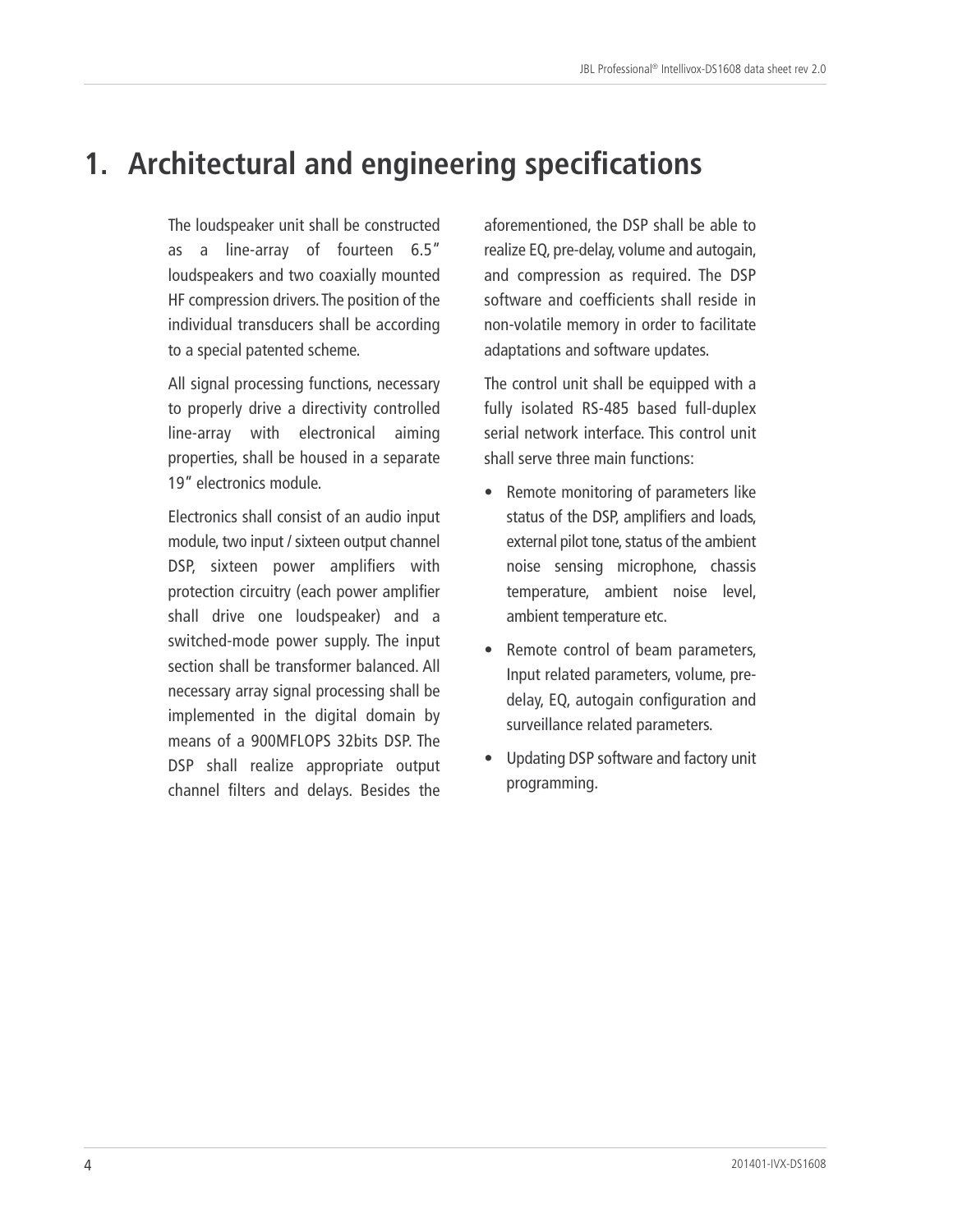# 1. Architectural and engineering specifications

The loudspeaker unit shall be constructed as a line-array of fourteen 6.5" loudspeakers and two coaxially mounted HF compression drivers. The position of the individual transducers shall be according to a special patented scheme.

All signal processing functions, necessary to properly drive a directivity controlled line-array with electronical aiming properties, shall be housed in a separate 19" electronics module.

Electronics shall consist of an audio input module, two input / sixteen output channel DSP, sixteen power amplifiers with protection circuitry (each power amplifier shall drive one loudspeaker) and a switched-mode power supply. The input section shall be transformer balanced. All necessary array signal processing shall be implemented in the digital domain by means of a 900MFLOPS 32bits DSP. The DSP shall realize appropriate output channel filters and delays. Besides the aforementioned, the DSP shall be able to realize EQ, pre-delay, volume and autogain, and compression as required. The DSP software and coefficients shall reside in non-volatile memory in order to facilitate adaptations and software updates.

The control unit shall be equipped with a fully isolated RS-485 based full-duplex serial network interface. This control unit shall serve three main functions:

- Remote monitoring of parameters like status of the DSP, amplifiers and loads, external pilot tone, status of the ambient noise sensing microphone, chassis temperature, ambient noise level, ambient temperature etc.
- Remote control of beam parameters, Input related parameters, volume, pre-delay, EQ, autogain configuration and surveillance related parameters.
- Updating DSP software and factory unit programming.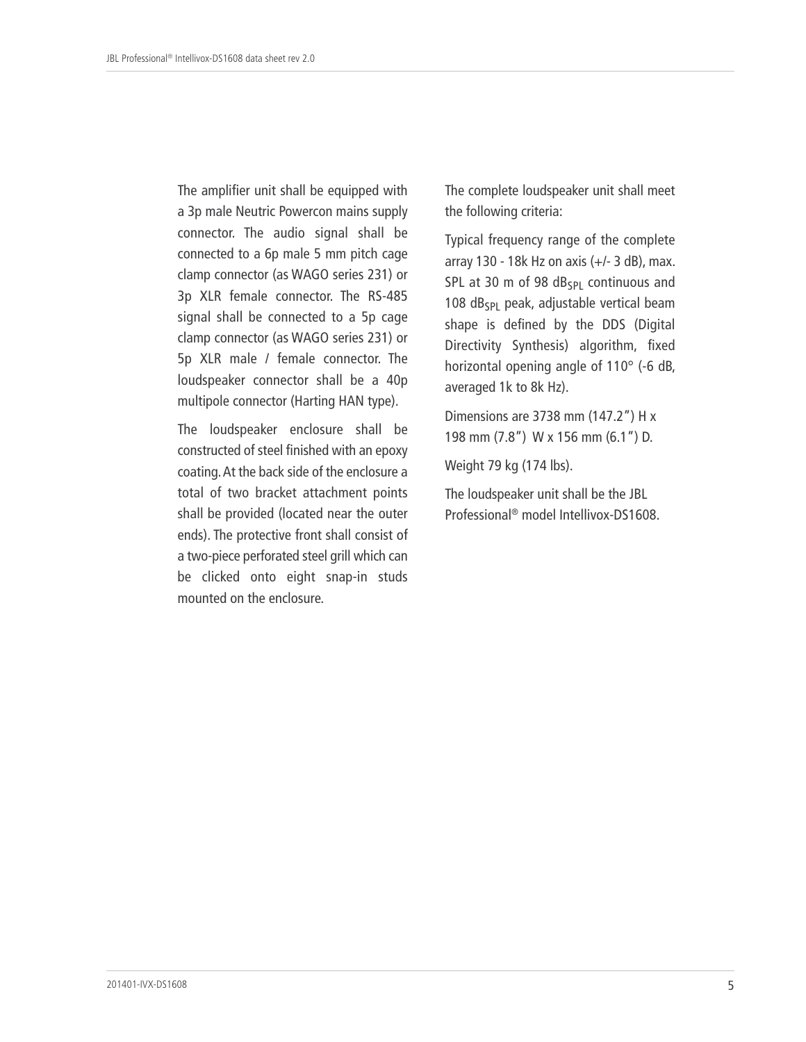The amplifier unit shall be equipped with a 3p male Neutric Powercon mains supply connector. The audio signal shall be connected to a 6p male 5 mm pitch cage clamp connector (as WAGO series 231) or 3p XLR female connector. The RS-485 signal shall be connected to a 5p cage clamp connector (as WAGO series 231) or 5p XLR male / female connector. The loudspeaker connector shall be a 40p multipole connector (Harting HAN type).

The loudspeaker enclosure shall be constructed of steel finished with an epoxy coating. At the back side of the enclosure a total of two bracket attachment points shall be provided (located near the outer ends). The protective front shall consist of a two-piece perforated steel grill which can be clicked onto eight snap-in studs mounted on the enclosure.

The complete loudspeaker unit shall meet the following criteria:

Typical frequency range of the complete array 130 - 18k Hz on axis (+/- 3 dB), max. SPL at 30 m of 98 $dB_{SPL}$ continuous and 108 $dB_{SPL}$ peak, adjustable vertical beam shape is defined by the DDS (Digital Directivity Synthesis) algorithm, fixed horizontal opening angle of 110° (-6 dB, averaged 1k to 8k Hz).

Dimensions are 3738 mm (147.2”) H x 198 mm (7.8”) W x 156 mm (6.1”) D.

Weight 79 kg (174 lbs).

The loudspeaker unit shall be the JBL Professional® model Intellivox-DS1608.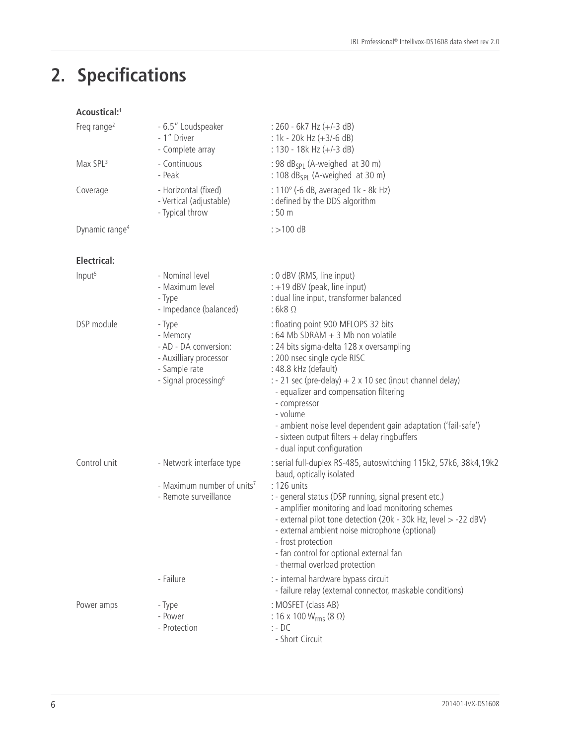# 2. Specifications

**Acoustical:**[1]

| | | |
|---|---|---|
| Freq range[2] | - 6.5" Loudspeaker<br>- 1" Driver<br>- Complete array | : 260 - 6k7 Hz (+/-3 dB)<br>: 1k - 20k Hz (+3/-6 dB)<br>: 130 - 18k Hz (+/-3 dB) |
| Max SPL[3] | - Continuous<br>- Peak | : 98 $dB_{SPL}$ (A-weighed at 30 m)<br>: 108 $dB_{SPL}$ (A-weighed at 30 m) |
| Coverage | - Horizontal (fixed)<br>- Vertical (adjustable)<br>- Typical throw | : 110º (-6 dB, averaged 1k - 8k Hz)<br>: defined by the DDS algorithm<br>: 50 m |
| Dynamic range[4] | | : >100 dB |

**Electrical:**

| | | |
|---|---|---|
| Input[5] | - Nominal level<br>- Maximum level<br>- Type<br>- Impedance (balanced) | : 0 dBV (RMS, line input)<br>: +19 dBV (peak, line input)<br>: dual line input, transformer balanced<br>: 6k8 Ω |
| DSP module | - Type<br>- Memory<br>- AD - DA conversion:<br>- Auxilliary processor<br>- Sample rate<br>- Signal processing[6] | : floating point 900 MFLOPS 32 bits<br>: 64 Mb SDRAM + 3 Mb non volatile<br>: 24 bits sigma-delta 128 x oversampling<br>: 200 nsec single cycle RISC<br>: 48.8 kHz (default)<br>: - 21 sec (pre-delay) + 2 x 10 sec (input channel delay)<br>- equalizer and compensation filtering<br>- compressor<br>- volume<br>- ambient noise level dependent gain adaptation ('fail-safe')<br>- sixteen output filters + delay ringbuffers<br>- dual input configuration |
| Control unit | - Network interface type<br>- Maximum number of units[7]<br>- Remote surveillance | : serial full-duplex RS-485, autoswitching 115k2, 57k6, 38k4,19k2 baud, optically isolated<br>: 126 units<br>: - general status (DSP running, signal present etc.)<br>- amplifier monitoring and load monitoring schemes<br>- external pilot tone detection (20k - 30k Hz, level > -22 dBV)<br>- external ambient noise microphone (optional)<br>- frost protection<br>- fan control for optional external fan<br>- thermal overload protection |
| | - Failure | : - internal hardware bypass circuit<br>- failure relay (external connector, maskable conditions) |
| Power amps | - Type<br>- Power<br>- Protection | : MOSFET (class AB)<br>: 16 x 100 $W_{rms}$ (8 Ω)<br>: - DC<br>- Short Circuit |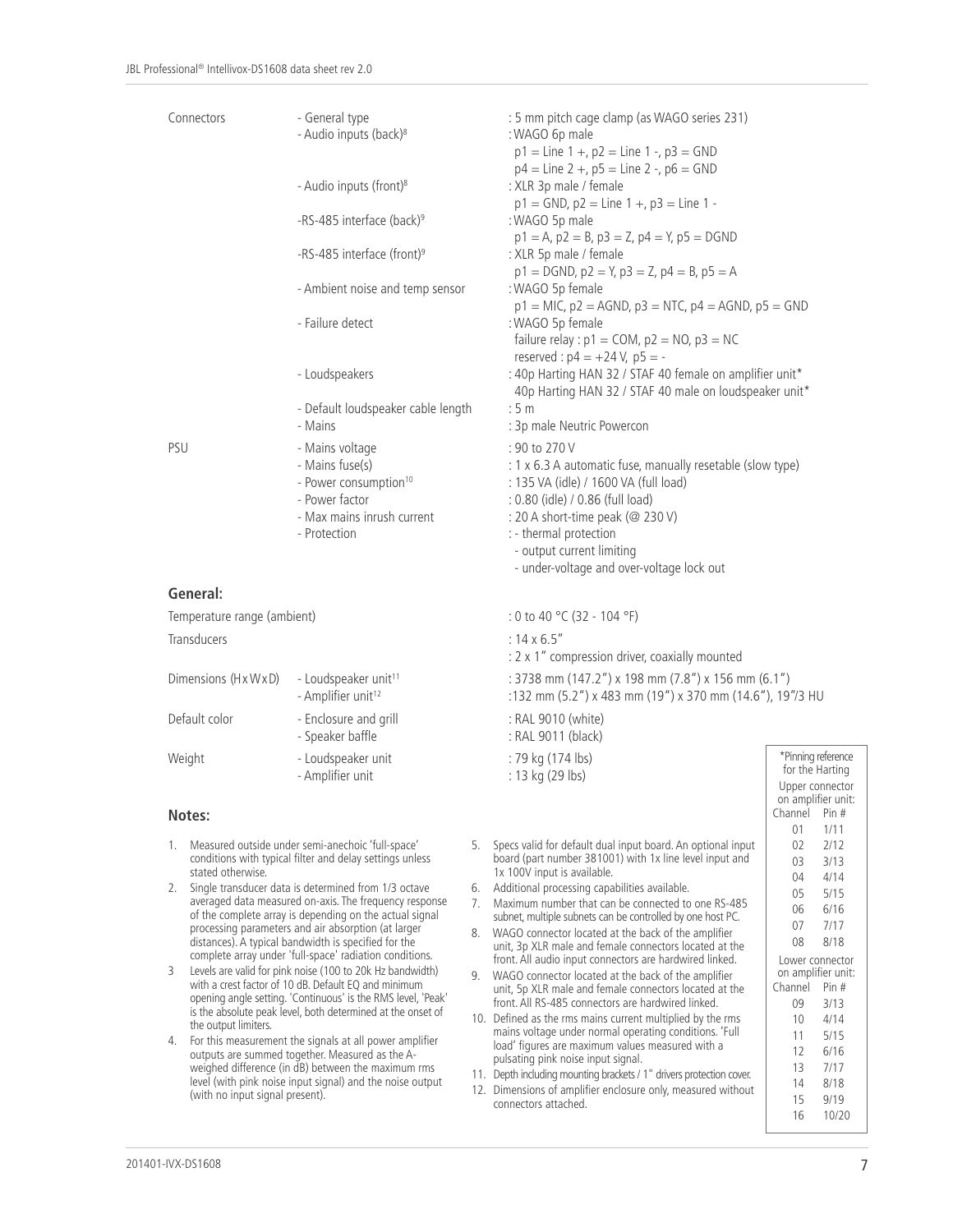| | | |
|---|---|---|
| Connectors | - General type | : 5 mm pitch cage clamp (as WAGO series 231) |
| | - Audio inputs (back)[8] | : WAGO 6p male<br>p1 = Line 1 +, p2 = Line 1 -, p3 = GND<br>p4 = Line 2 +, p5 = Line 2 -, p6 = GND |
| | - Audio inputs (front)[8] | : XLR 3p male / female<br>p1 = GND, p2 = Line 1 +, p3 = Line 1 - |
| | -RS-485 interface (back)[9] | : WAGO 5p male<br>p1 = A, p2 = B, p3 = Z, p4 = Y, p5 = DGND |
| | -RS-485 interface (front)[9] | : XLR 5p male / female<br>p1 = DGND, p2 = Y, p3 = Z, p4 = B, p5 = A |
| | - Ambient noise and temp sensor | : WAGO 5p female<br>p1 = MIC, p2 = AGND, p3 = NTC, p4 = AGND, p5 = GND |
| | - Failure detect | : WAGO 5p female<br>failure relay : p1 = COM, p2 = NO, p3 = NC<br>reserved : p4 = +24 V, p5 = - |
| | - Loudspeakers | : 40p Harting HAN 32 / STAF 40 female on amplifier unit*<br>40p Harting HAN 32 / STAF 40 male on loudspeaker unit* |
| | - Default loudspeaker cable length | : 5 m |
| | - Mains | : 3p male Neutric Powercon |
| PSU | - Mains voltage | : 90 to 270 V |
| | - Mains fuse(s) | : 1 x 6.3 A automatic fuse, manually resetable (slow type) |
| | - Power consumption[10] | : 135 VA (idle) / 1600 VA (full load) |
| | - Power factor | : 0.80 (idle) / 0.86 (full load) |
| | - Max mains inrush current | : 20 A short-time peak (@ 230 V) |
| | - Protection | : - thermal protection<br>- output current limiting<br>- under-voltage and over-voltage lock out |

## General:

| | | |
|---|---|---|
| Temperature range (ambient) | | : 0 to 40 °C (32 - 104 °F) |
| Transducers | | : 14 x 6.5"<br>: 2 x 1" compression driver, coaxially mounted |
| Dimensions (H x W x D) | - Loudspeaker unit[11] | : 3738 mm (147.2") x 198 mm (7.8") x 156 mm (6.1") |
| | - Amplifier unit[12] | :132 mm (5.2") x 483 mm (19") x 370 mm (14.6"), 19"/3 HU |
| Default color | - Enclosure and grill | : RAL 9010 (white) |
| | - Speaker baffle | : RAL 9011 (black) |
| Weight | - Loudspeaker unit | : 79 kg (174 lbs) |
| | - Amplifier unit | : 13 kg (29 lbs) |

*Pinning reference for the Harting

Upper connector on amplifier unit:

| Channel | Pin # |
|---|---|
| 01 | 1/11 |
| 02 | 2/12 |
| 03 | 3/13 |
| 04 | 4/14 |
| 05 | 5/15 |
| 06 | 6/16 |
| 07 | 7/17 |
| 08 | 8/18 |

Lower connector on amplifier unit:

| Channel | Pin # |
|---|---|
| 09 | 3/13 |
| 10 | 4/14 |
| 11 | 5/15 |
| 12 | 6/16 |
| 13 | 7/17 |
| 14 | 8/18 |
| 15 | 9/19 |
| 16 | 10/20 |

## Notes:

1. Measured outside under semi-anechoic 'full-space' conditions with typical filter and delay settings unless stated otherwise.
2. Single transducer data is determined from 1/3 octave averaged data measured on-axis. The frequency response of the complete array is depending on the actual signal processing parameters and air absorption (at larger distances). A typical bandwidth is specified for the complete array under 'full-space' radiation conditions.
3. Levels are valid for pink noise (100 to 20k Hz bandwidth) with a crest factor of 10 dB. Default EQ and minimum opening angle setting. 'Continuous' is the RMS level, 'Peak' is the absolute peak level, both determined at the onset of the output limiters.
4. For this measurement the signals at all power amplifier outputs are summed together. Measured as the A-weighed difference (in dB) between the maximum rms level (with pink noise input signal) and the noise output (with no input signal present).
5. Specs valid for default dual input board. An optional input board (part number 381001) with 1x line level input and 1x 100V input is available.
6. Additional processing capabilities available.
7. Maximum number that can be connected to one RS-485 subnet, multiple subnets can be controlled by one host PC.
8. WAGO connector located at the back of the amplifier unit, 3p XLR male and female connectors located at the front. All audio input connectors are hardwired linked.
9. WAGO connector located at the back of the amplifier unit, 5p XLR male and female connectors located at the front. All RS-485 connectors are hardwired linked.
10. Defined as the rms mains current multiplied by the rms mains voltage under normal operating conditions. 'Full load' figures are maximum values measured with a pulsating pink noise input signal.
11. Depth including mounting brackets / 1" drivers protection cover.
12. Dimensions of amplifier enclosure only, measured without connectors attached.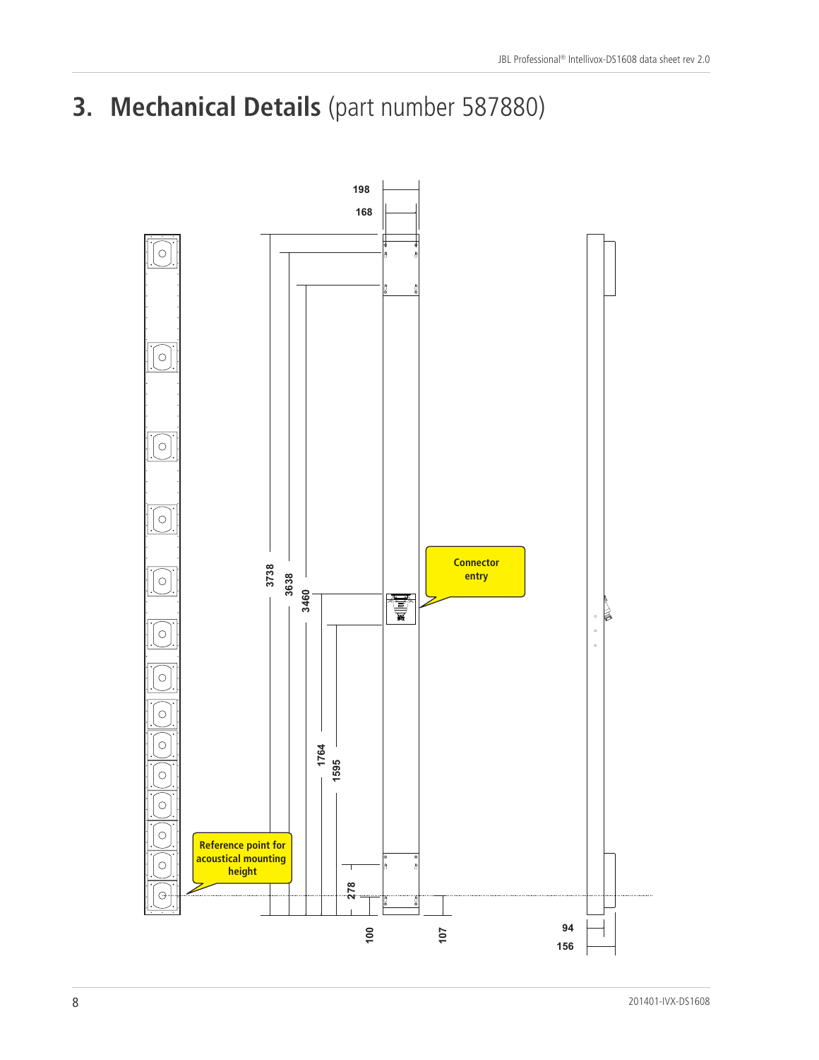# 3. Mechanical Details (part number 587880)

198

168

3738

3638

3460

Connector entry

1764

1595

Reference point for acoustical mounting height

278

100

107

94

156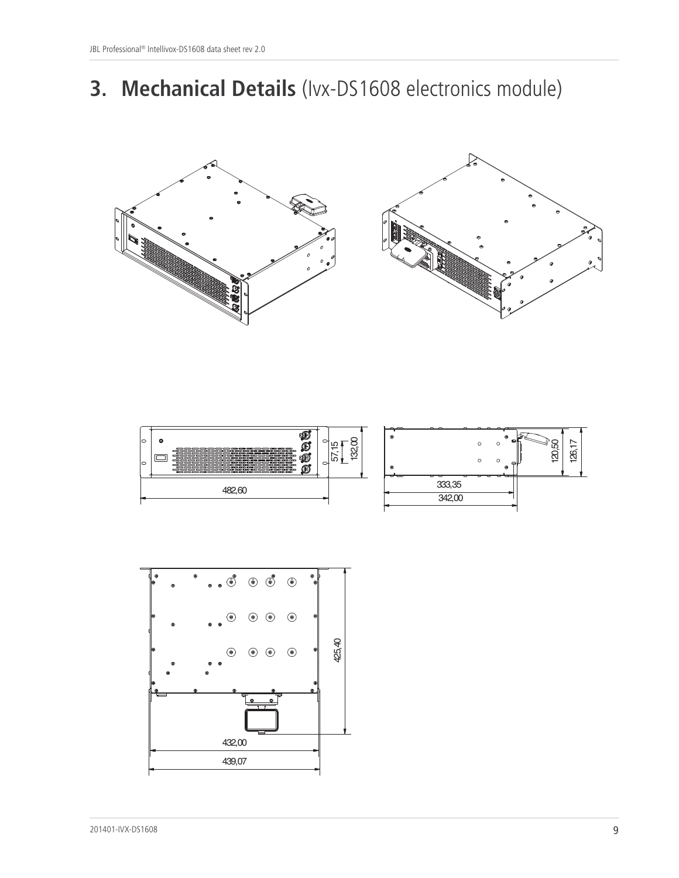# 3. Mechanical Details (Ivx-DS1608 electronics module)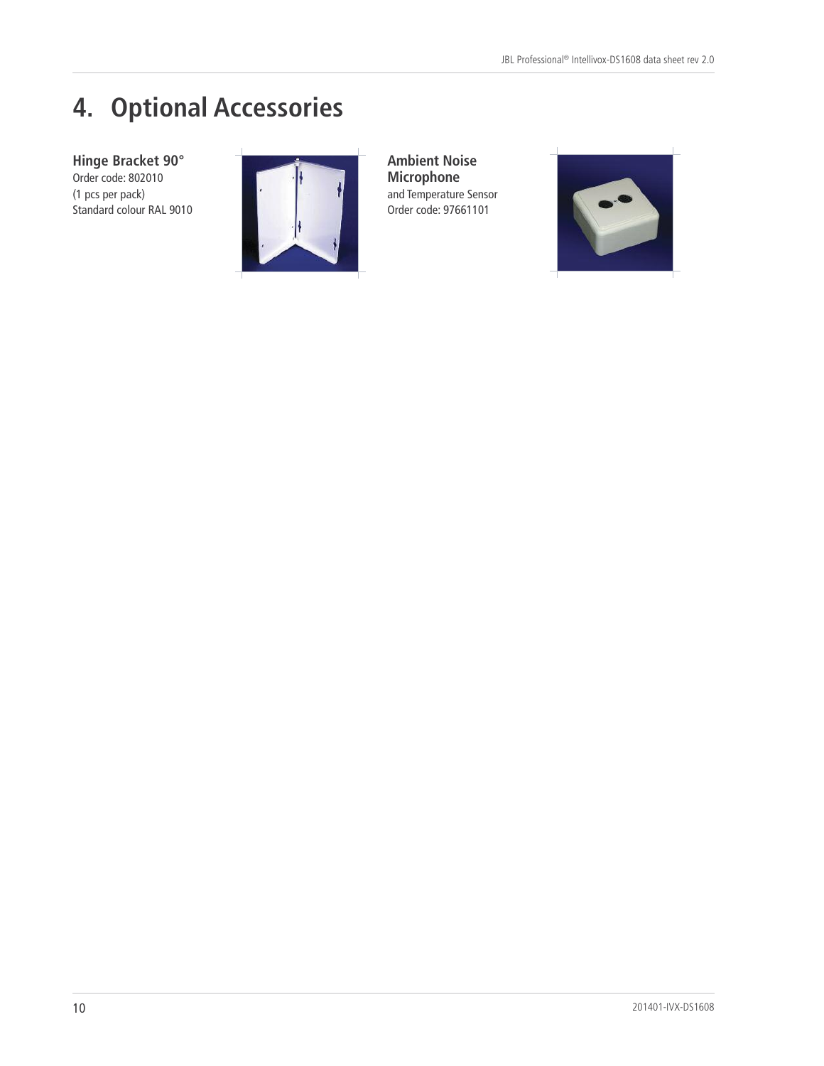# 4. Optional Accessories

**Hinge Bracket 90°**
Order code: 802010
(1 pcs per pack)
Standard colour RAL 9010

**Ambient Noise Microphone**
and Temperature Sensor
Order code: 97661101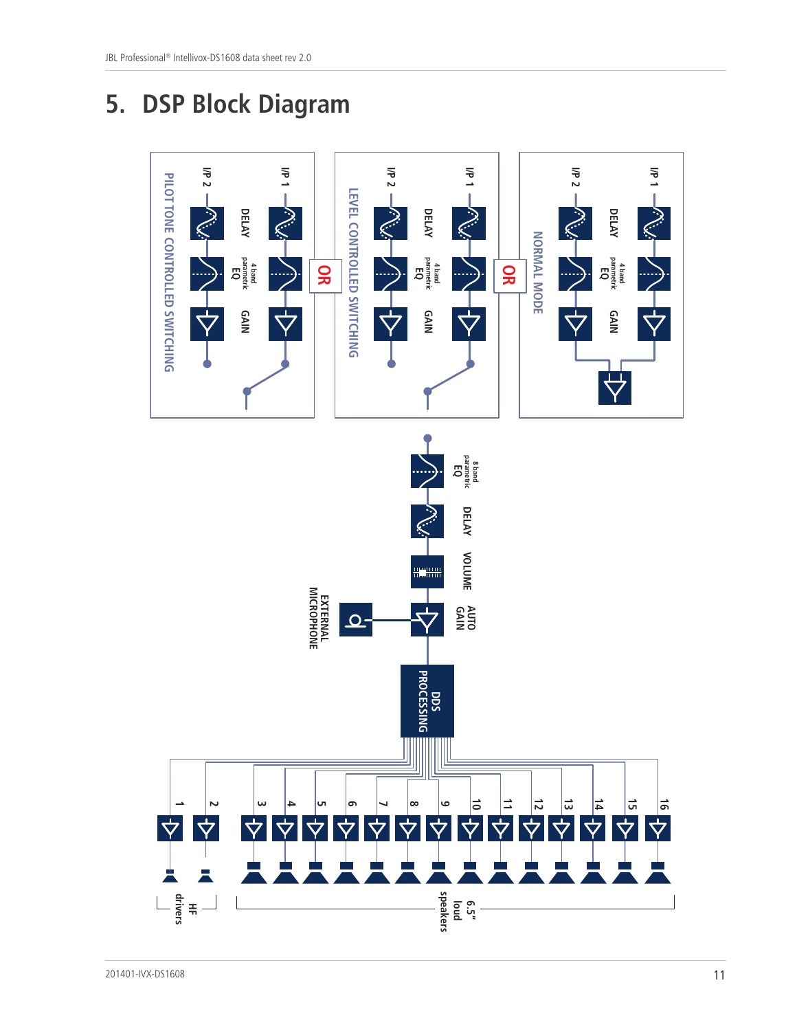# 5. DSP Block Diagram

NORMAL MODE

I/P 1 — DELAY — 4 band parametric EQ — GAIN

I/P 2 — DELAY — 4 band parametric EQ — GAIN

OR

LEVEL CONTROLLED SWITCHING

I/P 1 — DELAY — 4 band parametric EQ — GAIN

I/P 2 — DELAY — 4 band parametric EQ — GAIN

OR

PILOT TONE CONTROLLED SWITCHING

I/P 1 — DELAY — 4 band parametric EQ — GAIN

I/P 2 — DELAY — 4 band parametric EQ — GAIN

8 band parametric EQ

DELAY

VOLUME

AUTO GAIN — EXTERNAL MICROPHONE

DDS PROCESSING

1, 2 — HF drivers

3, 4, 5, 6, 7, 8, 9, 10, 11, 12, 13, 14, 15, 16 — 6.5" loud speakers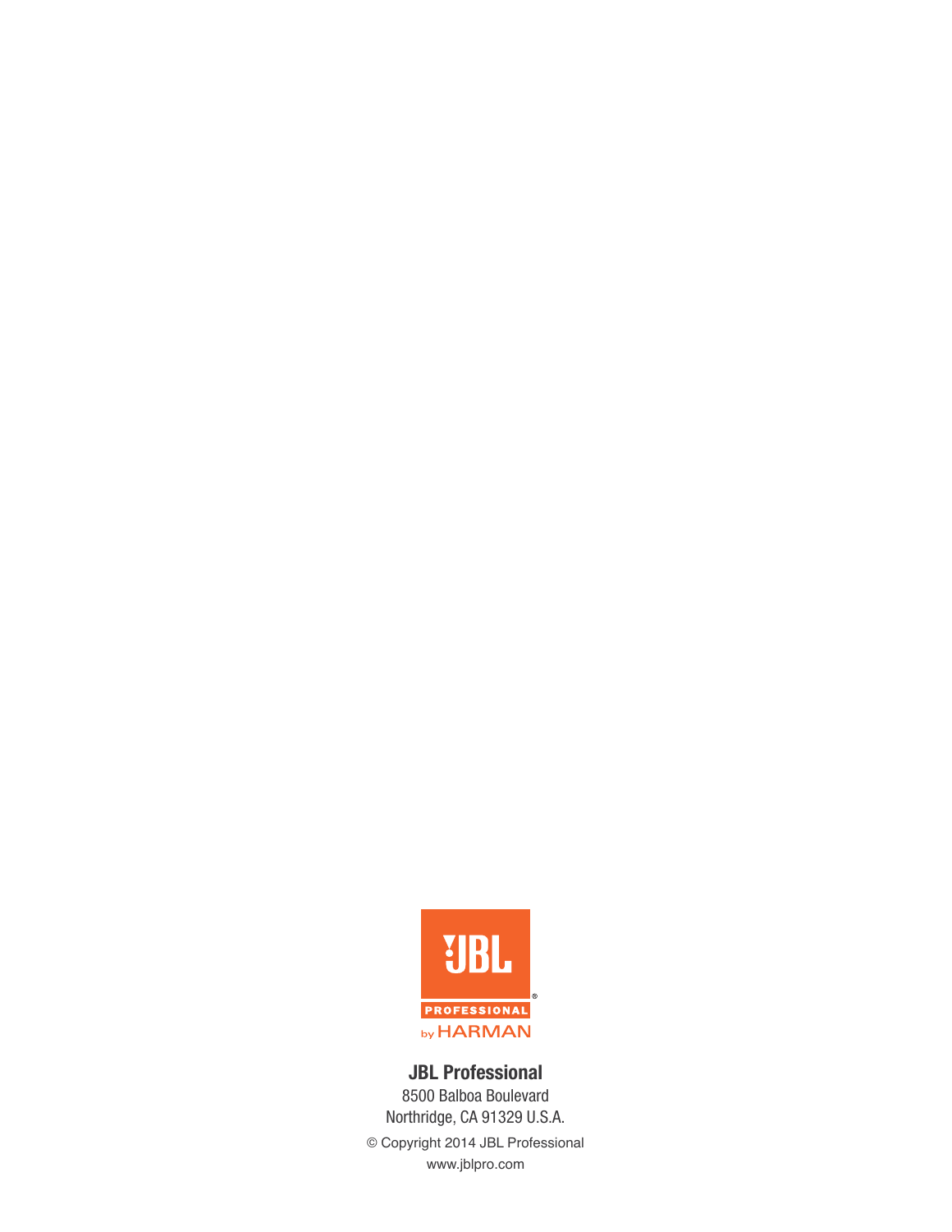JBL PROFESSIONAL by HARMAN

**JBL Professional**

8500 Balboa Boulevard

Northridge, CA 91329 U.S.A.

© Copyright 2014 JBL Professional

www.jblpro.com